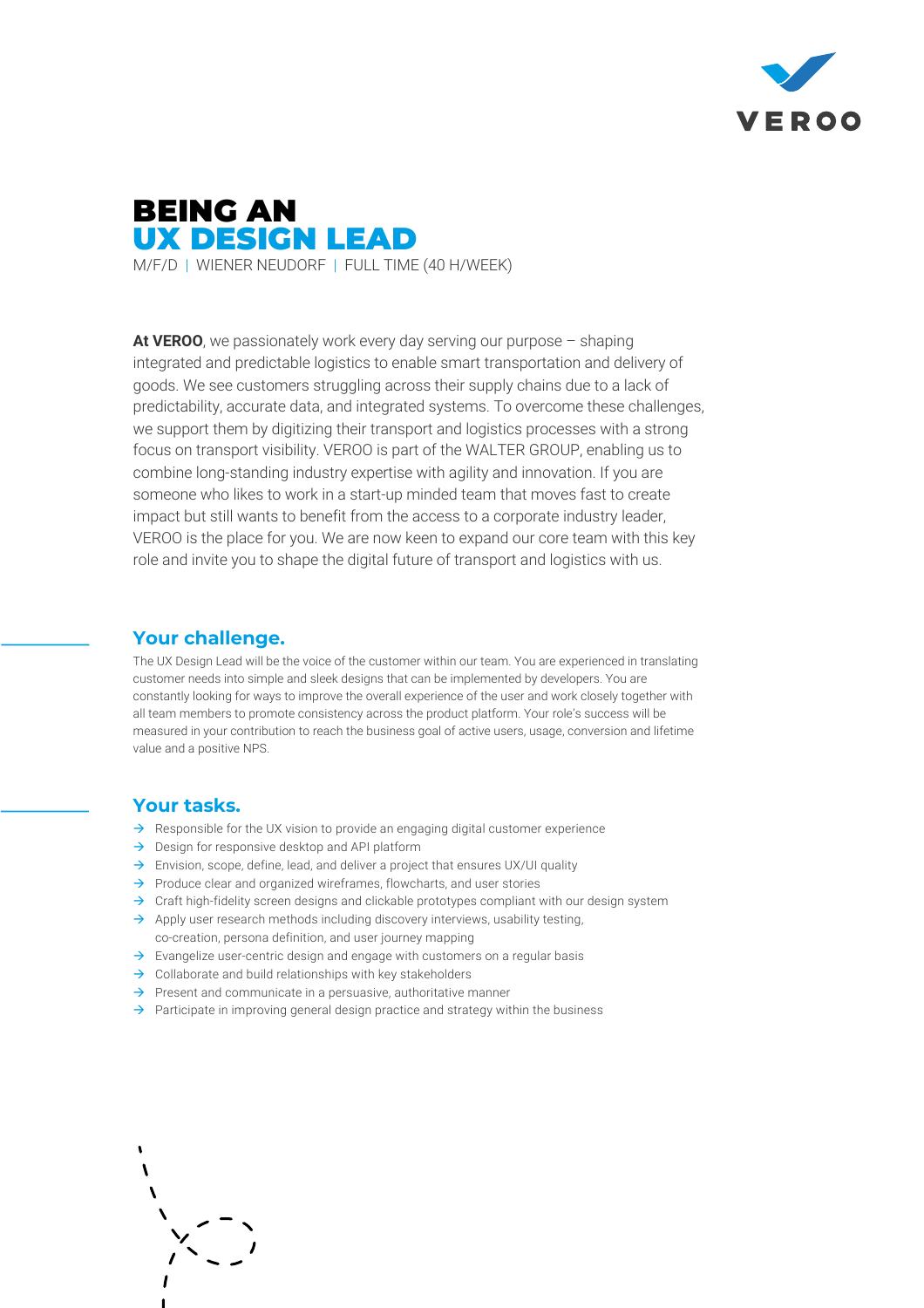VEROO

# BEING AN UX DESIGN LEAD

M/F/D | WIENER NEUDORF | FULL TIME (40 H/WEEK)

**At VEROO**, we passionately work every day serving our purpose – shaping integrated and predictable logistics to enable smart transportation and delivery of goods. We see customers struggling across their supply chains due to a lack of predictability, accurate data, and integrated systems. To overcome these challenges, we support them by digitizing their transport and logistics processes with a strong focus on transport visibility. VEROO is part of the WALTER GROUP, enabling us to combine long-standing industry expertise with agility and innovation. If you are someone who likes to work in a start-up minded team that moves fast to create impact but still wants to benefit from the access to a corporate industry leader, VEROO is the place for you. We are now keen to expand our core team with this key role and invite you to shape the digital future of transport and logistics with us.

## Your challenge.

The UX Design Lead will be the voice of the customer within our team. You are experienced in translating customer needs into simple and sleek designs that can be implemented by developers. You are constantly looking for ways to improve the overall experience of the user and work closely together with all team members to promote consistency across the product platform. Your role's success will be measured in your contribution to reach the business goal of active users, usage, conversion and lifetime value and a positive NPS.

## Your tasks.

- Responsible for the UX vision to provide an engaging digital customer experience
- Design for responsive desktop and API platform
- Envision, scope, define, lead, and deliver a project that ensures UX/UI quality
- Produce clear and organized wireframes, flowcharts, and user stories
- Craft high-fidelity screen designs and clickable prototypes compliant with our design system
- Apply user research methods including discovery interviews, usability testing, co-creation, persona definition, and user journey mapping
- Evangelize user-centric design and engage with customers on a regular basis
- Collaborate and build relationships with key stakeholders
- Present and communicate in a persuasive, authoritative manner
- Participate in improving general design practice and strategy within the business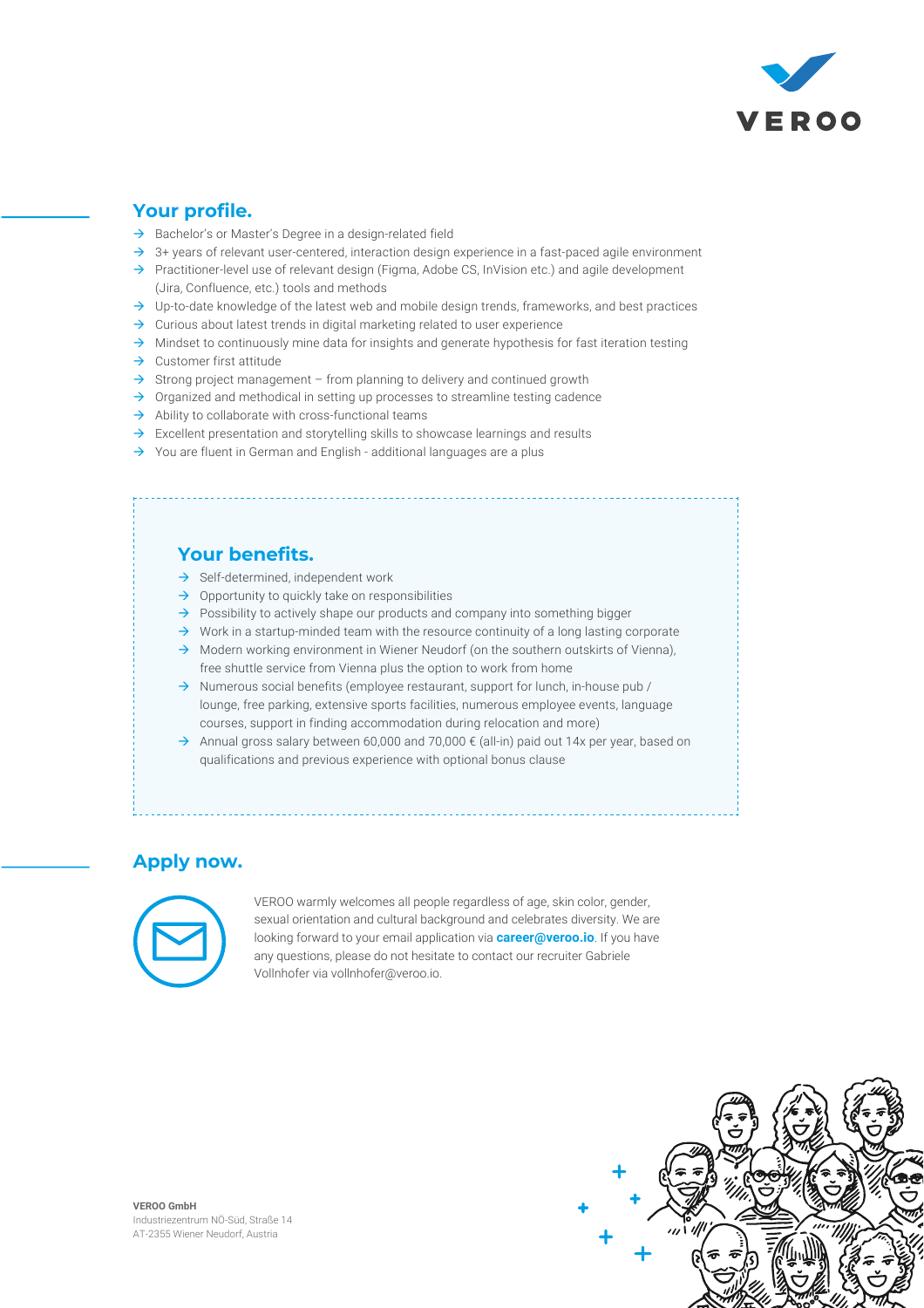## Your profile.

- Bachelor's or Master's Degree in a design-related field
- 3+ years of relevant user-centered, interaction design experience in a fast-paced agile environment
- Practitioner-level use of relevant design (Figma, Adobe CS, InVision etc.) and agile development (Jira, Confluence, etc.) tools and methods
- Up-to-date knowledge of the latest web and mobile design trends, frameworks, and best practices
- Curious about latest trends in digital marketing related to user experience
- Mindset to continuously mine data for insights and generate hypothesis for fast iteration testing
- Customer first attitude
- Strong project management – from planning to delivery and continued growth
- Organized and methodical in setting up processes to streamline testing cadence
- Ability to collaborate with cross-functional teams
- Excellent presentation and storytelling skills to showcase learnings and results
- You are fluent in German and English - additional languages are a plus

## Your benefits.

- Self-determined, independent work
- Opportunity to quickly take on responsibilities
- Possibility to actively shape our products and company into something bigger
- Work in a startup-minded team with the resource continuity of a long lasting corporate
- Modern working environment in Wiener Neudorf (on the southern outskirts of Vienna), free shuttle service from Vienna plus the option to work from home
- Numerous social benefits (employee restaurant, support for lunch, in-house pub / lounge, free parking, extensive sports facilities, numerous employee events, language courses, support in finding accommodation during relocation and more)
- Annual gross salary between 60,000 and 70,000 € (all-in) paid out 14x per year, based on qualifications and previous experience with optional bonus clause

## Apply now.

VEROO warmly welcomes all people regardless of age, skin color, gender, sexual orientation and cultural background and celebrates diversity. We are looking forward to your email application via **career@veroo.io**. If you have any questions, please do not hesitate to contact our recruiter Gabriele Vollnhofer via vollnhofer@veroo.io.

**VEROO GmbH**
Industriezentrum NÖ-Süd, Straße 14
AT-2355 Wiener Neudorf, Austria